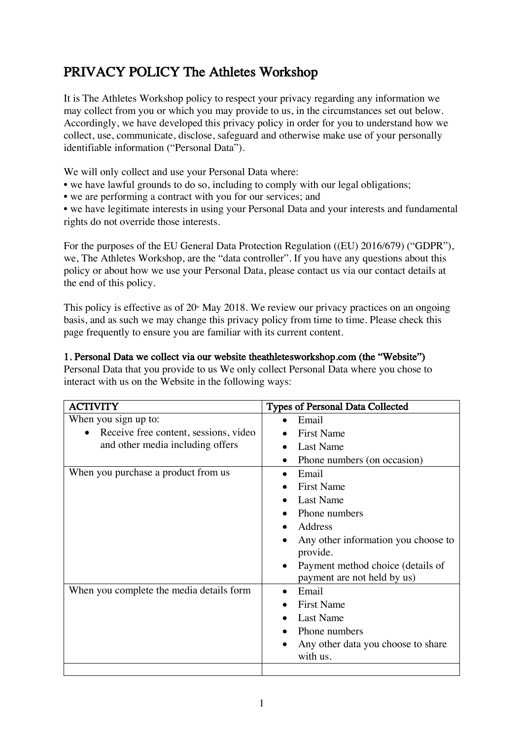# PRIVACY POLICY The Athletes Workshop

It is The Athletes Workshop policy to respect your privacy regarding any information we may collect from you or which you may provide to us, in the circumstances set out below. Accordingly, we have developed this privacy policy in order for you to understand how we collect, use, communicate, disclose, safeguard and otherwise make use of your personally identifiable information ("Personal Data").

We will only collect and use your Personal Data where:

- we have lawful grounds to do so, including to comply with our legal obligations;
- we are performing a contract with you for our services; and
- we have legitimate interests in using your Personal Data and your interests and fundamental rights do not override those interests.

For the purposes of the EU General Data Protection Regulation ((EU) 2016/679) ("GDPR"), we, The Athletes Workshop, are the "data controller". If you have any questions about this policy or about how we use your Personal Data, please contact us via our contact details at the end of this policy.

This policy is effective as of 20th May 2018. We review our privacy practices on an ongoing basis, and as such we may change this privacy policy from time to time. Please check this page frequently to ensure you are familiar with its current content.

## 1. Personal Data we collect via our website theathletesworkshop.com (the "Website")

Personal Data that you provide to us We only collect Personal Data where you chose to interact with us on the Website in the following ways:

| ACTIVITY | Types of Personal Data Collected |
|---|---|
| When you sign up to:<br>• Receive free content, sessions, video and other media including offers | • Email<br>• First Name<br>• Last Name<br>• Phone numbers (on occasion) |
| When you purchase a product from us | • Email<br>• First Name<br>• Last Name<br>• Phone numbers<br>• Address<br>• Any other information you choose to provide.<br>• Payment method choice (details of payment are not held by us) |
| When you complete the media details form | • Email<br>• First Name<br>• Last Name<br>• Phone numbers<br>• Any other data you choose to share with us. |
| | |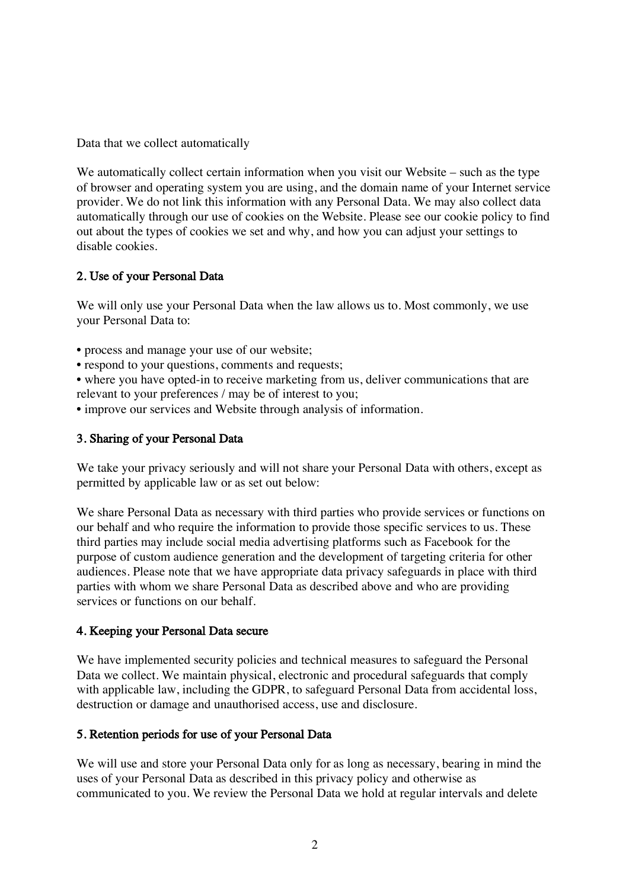Data that we collect automatically

We automatically collect certain information when you visit our Website – such as the type of browser and operating system you are using, and the domain name of your Internet service provider. We do not link this information with any Personal Data. We may also collect data automatically through our use of cookies on the Website. Please see our cookie policy to find out about the types of cookies we set and why, and how you can adjust your settings to disable cookies.

## 2. Use of your Personal Data

We will only use your Personal Data when the law allows us to. Most commonly, we use your Personal Data to:

- process and manage your use of our website;
- respond to your questions, comments and requests;
- where you have opted-in to receive marketing from us, deliver communications that are relevant to your preferences / may be of interest to you;
- improve our services and Website through analysis of information.

## 3. Sharing of your Personal Data

We take your privacy seriously and will not share your Personal Data with others, except as permitted by applicable law or as set out below:

We share Personal Data as necessary with third parties who provide services or functions on our behalf and who require the information to provide those specific services to us. These third parties may include social media advertising platforms such as Facebook for the purpose of custom audience generation and the development of targeting criteria for other audiences. Please note that we have appropriate data privacy safeguards in place with third parties with whom we share Personal Data as described above and who are providing services or functions on our behalf.

## 4. Keeping your Personal Data secure

We have implemented security policies and technical measures to safeguard the Personal Data we collect. We maintain physical, electronic and procedural safeguards that comply with applicable law, including the GDPR, to safeguard Personal Data from accidental loss, destruction or damage and unauthorised access, use and disclosure.

## 5. Retention periods for use of your Personal Data

We will use and store your Personal Data only for as long as necessary, bearing in mind the uses of your Personal Data as described in this privacy policy and otherwise as communicated to you. We review the Personal Data we hold at regular intervals and delete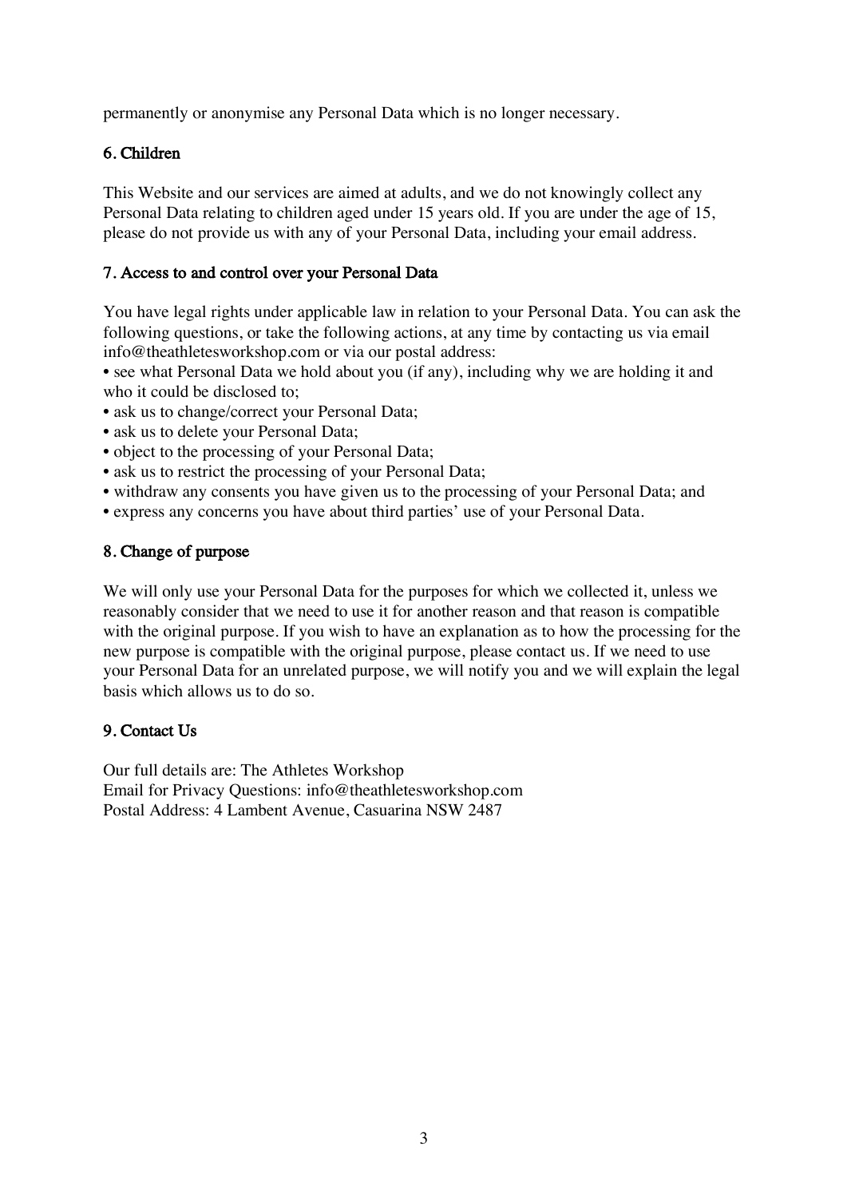permanently or anonymise any Personal Data which is no longer necessary.

## 6. Children

This Website and our services are aimed at adults, and we do not knowingly collect any Personal Data relating to children aged under 15 years old. If you are under the age of 15, please do not provide us with any of your Personal Data, including your email address.

## 7. Access to and control over your Personal Data

You have legal rights under applicable law in relation to your Personal Data. You can ask the following questions, or take the following actions, at any time by contacting us via email info@theathletesworkshop.com or via our postal address:

- see what Personal Data we hold about you (if any), including why we are holding it and who it could be disclosed to;
- ask us to change/correct your Personal Data;
- ask us to delete your Personal Data;
- object to the processing of your Personal Data;
- ask us to restrict the processing of your Personal Data;
- withdraw any consents you have given us to the processing of your Personal Data; and
- express any concerns you have about third parties' use of your Personal Data.

## 8. Change of purpose

We will only use your Personal Data for the purposes for which we collected it, unless we reasonably consider that we need to use it for another reason and that reason is compatible with the original purpose. If you wish to have an explanation as to how the processing for the new purpose is compatible with the original purpose, please contact us. If we need to use your Personal Data for an unrelated purpose, we will notify you and we will explain the legal basis which allows us to do so.

## 9. Contact Us

Our full details are: The Athletes Workshop
Email for Privacy Questions: info@theathletesworkshop.com
Postal Address: 4 Lambent Avenue, Casuarina NSW 2487